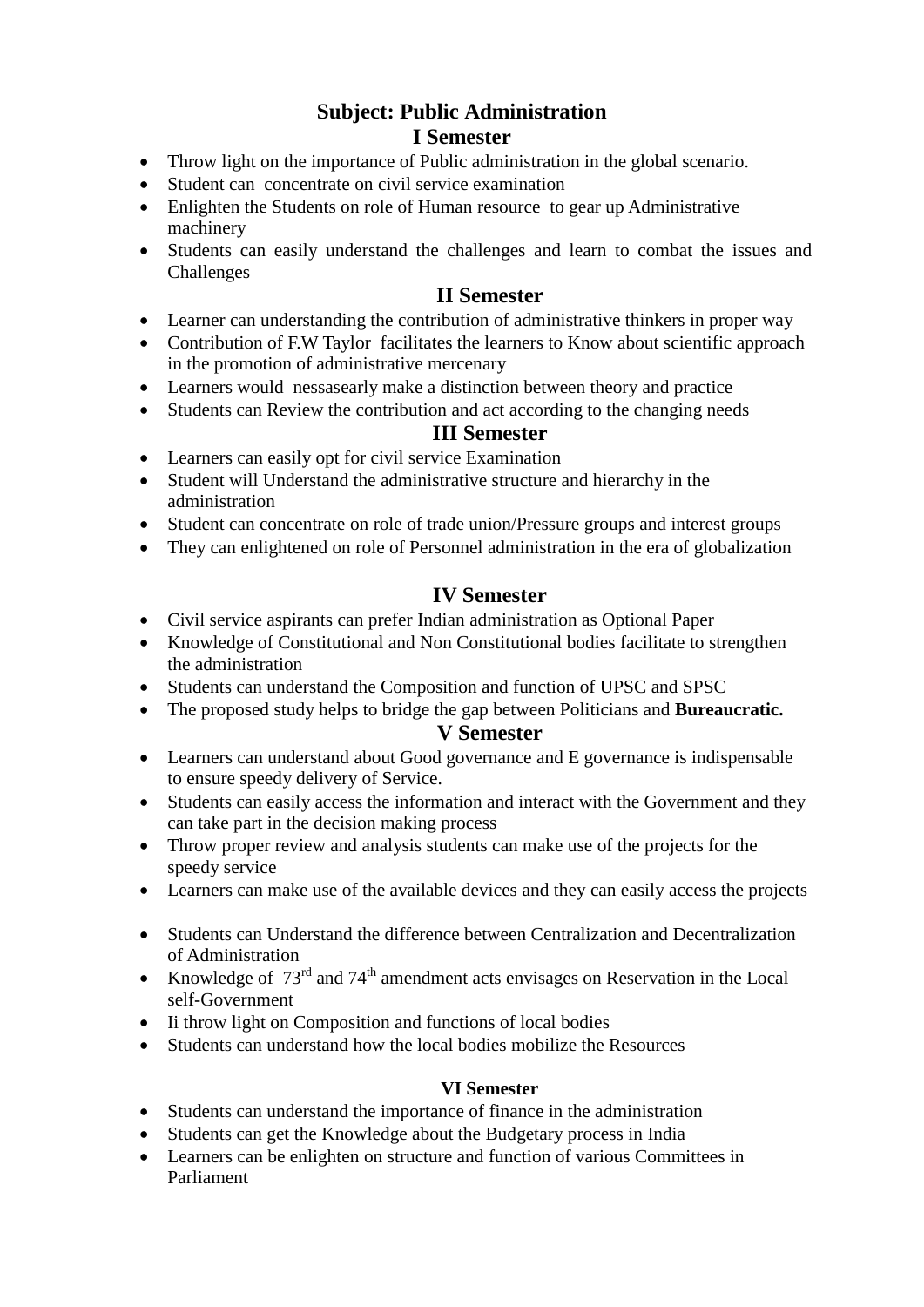# Subject: Public Administration

## I Semester

- Throw light on the importance of Public administration in the global scenario.
- Student can concentrate on civil service examination
- Enlighten the Students on role of Human resource to gear up Administrative machinery
- Students can easily understand the challenges and learn to combat the issues and Challenges

## II Semester

- Learner can understanding the contribution of administrative thinkers in proper way
- Contribution of F.W Taylor facilitates the learners to Know about scientific approach in the promotion of administrative mercenary
- Learners would nessasearly make a distinction between theory and practice
- Students can Review the contribution and act according to the changing needs

## III Semester

- Learners can easily opt for civil service Examination
- Student will Understand the administrative structure and hierarchy in the administration
- Student can concentrate on role of trade union/Pressure groups and interest groups
- They can enlightened on role of Personnel administration in the era of globalization

## IV Semester

- Civil service aspirants can prefer Indian administration as Optional Paper
- Knowledge of Constitutional and Non Constitutional bodies facilitate to strengthen the administration
- Students can understand the Composition and function of UPSC and SPSC
- The proposed study helps to bridge the gap between Politicians and **Bureaucratic.**

## V Semester

- Learners can understand about Good governance and E governance is indispensable to ensure speedy delivery of Service.
- Students can easily access the information and interact with the Government and they can take part in the decision making process
- Throw proper review and analysis students can make use of the projects for the speedy service
- Learners can make use of the available devices and they can easily access the projects

- Students can Understand the difference between Centralization and Decentralization of Administration
- Knowledge of 73rd and 74th amendment acts envisages on Reservation in the Local self-Government
- Ii throw light on Composition and functions of local bodies
- Students can understand how the local bodies mobilize the Resources

### VI Semester

- Students can understand the importance of finance in the administration
- Students can get the Knowledge about the Budgetary process in India
- Learners can be enlighten on structure and function of various Committees in Parliament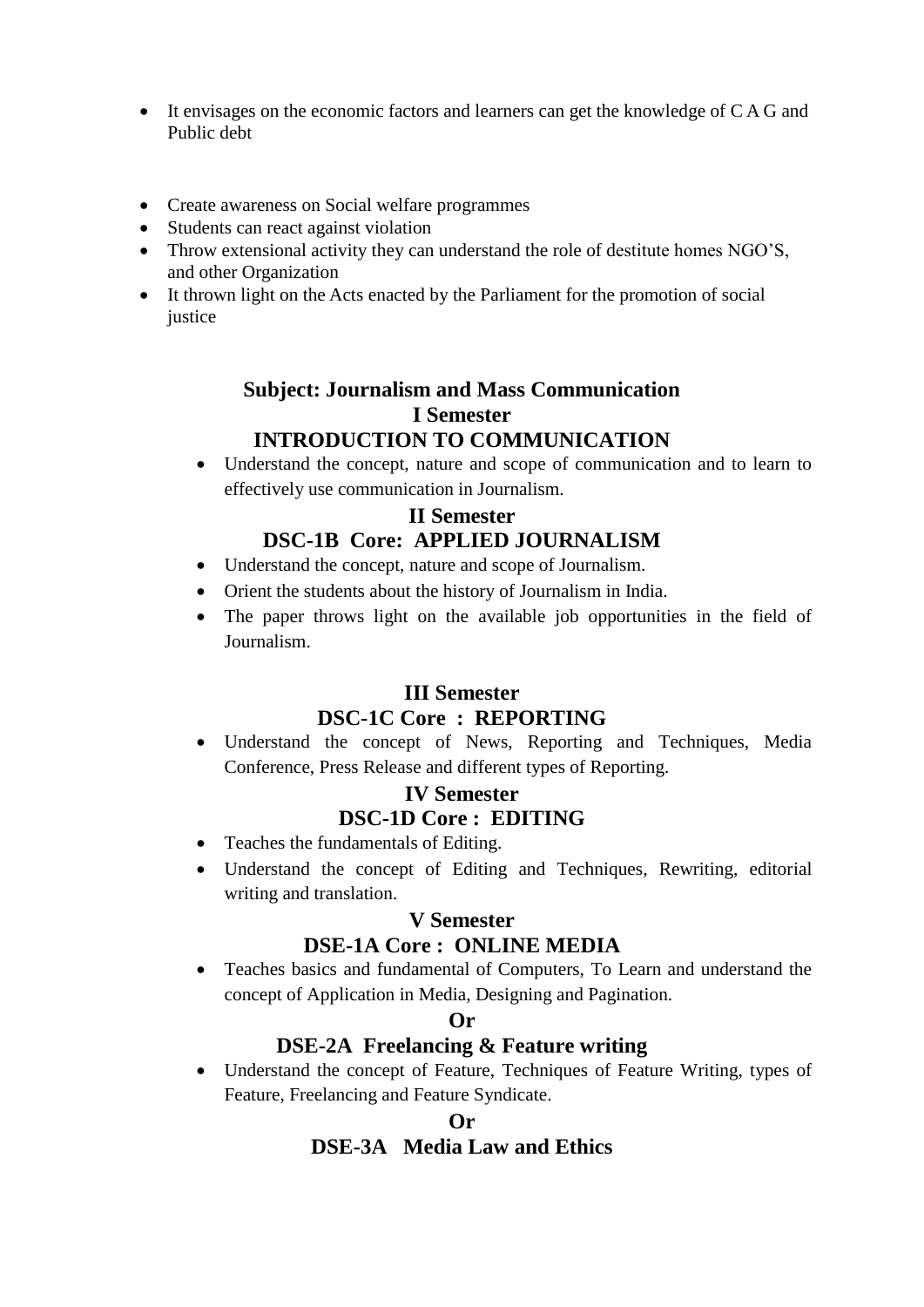- It envisages on the economic factors and learners can get the knowledge of C A G and Public debt

- Create awareness on Social welfare programmes
- Students can react against violation
- Throw extensional activity they can understand the role of destitute homes NGO'S, and other Organization
- It thrown light on the Acts enacted by the Parliament for the promotion of social justice

## Subject: Journalism and Mass Communication

### I Semester

### INTRODUCTION TO COMMUNICATION

- Understand the concept, nature and scope of communication and to learn to effectively use communication in Journalism.

### II Semester

### DSC-1B Core: APPLIED JOURNALISM

- Understand the concept, nature and scope of Journalism.
- Orient the students about the history of Journalism in India.
- The paper throws light on the available job opportunities in the field of Journalism.

### III Semester

### DSC-1C Core : REPORTING

- Understand the concept of News, Reporting and Techniques, Media Conference, Press Release and different types of Reporting.

### IV Semester

### DSC-1D Core : EDITING

- Teaches the fundamentals of Editing.
- Understand the concept of Editing and Techniques, Rewriting, editorial writing and translation.

### V Semester

### DSE-1A Core : ONLINE MEDIA

- Teaches basics and fundamental of Computers, To Learn and understand the concept of Application in Media, Designing and Pagination.

**Or**

### DSE-2A Freelancing & Feature writing

- Understand the concept of Feature, Techniques of Feature Writing, types of Feature, Freelancing and Feature Syndicate.

**Or**

### DSE-3A Media Law and Ethics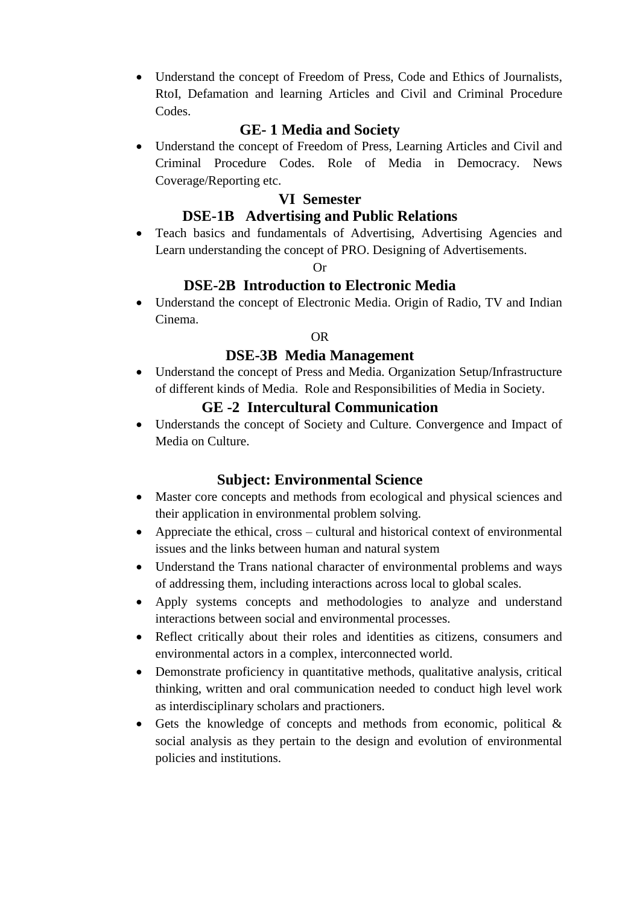- Understand the concept of Freedom of Press, Code and Ethics of Journalists, RtoI, Defamation and learning Articles and Civil and Criminal Procedure Codes.

### GE- 1 Media and Society

- Understand the concept of Freedom of Press, Learning Articles and Civil and Criminal Procedure Codes. Role of Media in Democracy. News Coverage/Reporting etc.

## VI Semester

### DSE-1B Advertising and Public Relations

- Teach basics and fundamentals of Advertising, Advertising Agencies and Learn understanding the concept of PRO. Designing of Advertisements.

Or

### DSE-2B Introduction to Electronic Media

- Understand the concept of Electronic Media. Origin of Radio, TV and Indian Cinema.

OR

### DSE-3B Media Management

- Understand the concept of Press and Media. Organization Setup/Infrastructure of different kinds of Media. Role and Responsibilities of Media in Society.

### GE -2 Intercultural Communication

- Understands the concept of Society and Culture. Convergence and Impact of Media on Culture.

## Subject: Environmental Science

- Master core concepts and methods from ecological and physical sciences and their application in environmental problem solving.
- Appreciate the ethical, cross – cultural and historical context of environmental issues and the links between human and natural system
- Understand the Trans national character of environmental problems and ways of addressing them, including interactions across local to global scales.
- Apply systems concepts and methodologies to analyze and understand interactions between social and environmental processes.
- Reflect critically about their roles and identities as citizens, consumers and environmental actors in a complex, interconnected world.
- Demonstrate proficiency in quantitative methods, qualitative analysis, critical thinking, written and oral communication needed to conduct high level work as interdisciplinary scholars and practioners.
- Gets the knowledge of concepts and methods from economic, political & social analysis as they pertain to the design and evolution of environmental policies and institutions.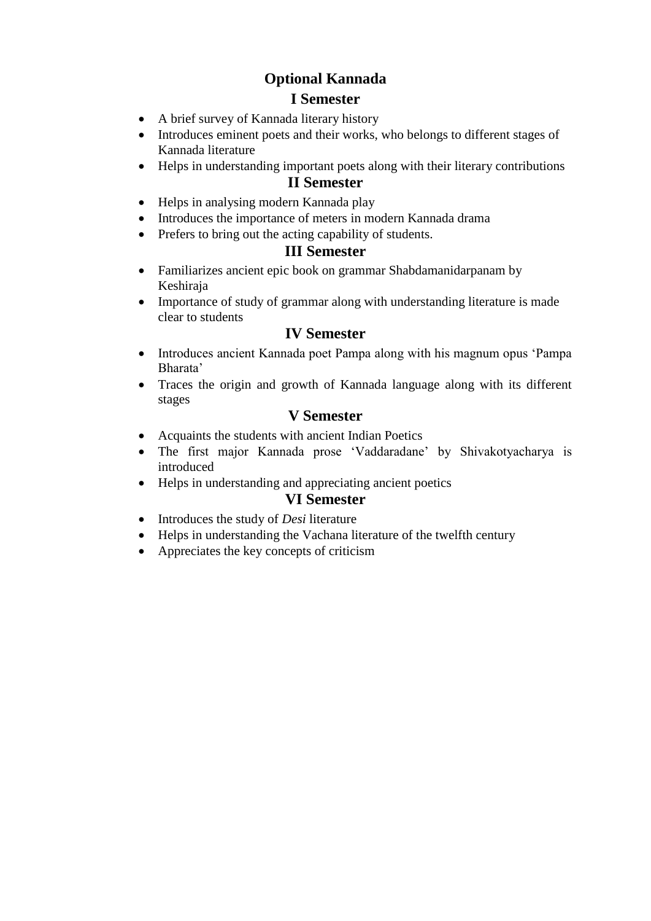# Optional Kannada

## I Semester

- A brief survey of Kannada literary history
- Introduces eminent poets and their works, who belongs to different stages of Kannada literature
- Helps in understanding important poets along with their literary contributions

## II Semester

- Helps in analysing modern Kannada play
- Introduces the importance of meters in modern Kannada drama
- Prefers to bring out the acting capability of students.

## III Semester

- Familiarizes ancient epic book on grammar Shabdamanidarpanam by Keshiraja
- Importance of study of grammar along with understanding literature is made clear to students

## IV Semester

- Introduces ancient Kannada poet Pampa along with his magnum opus 'Pampa Bharata'
- Traces the origin and growth of Kannada language along with its different stages

## V Semester

- Acquaints the students with ancient Indian Poetics
- The first major Kannada prose 'Vaddaradane' by Shivakotyacharya is introduced
- Helps in understanding and appreciating ancient poetics

## VI Semester

- Introduces the study of *Desi* literature
- Helps in understanding the Vachana literature of the twelfth century
- Appreciates the key concepts of criticism